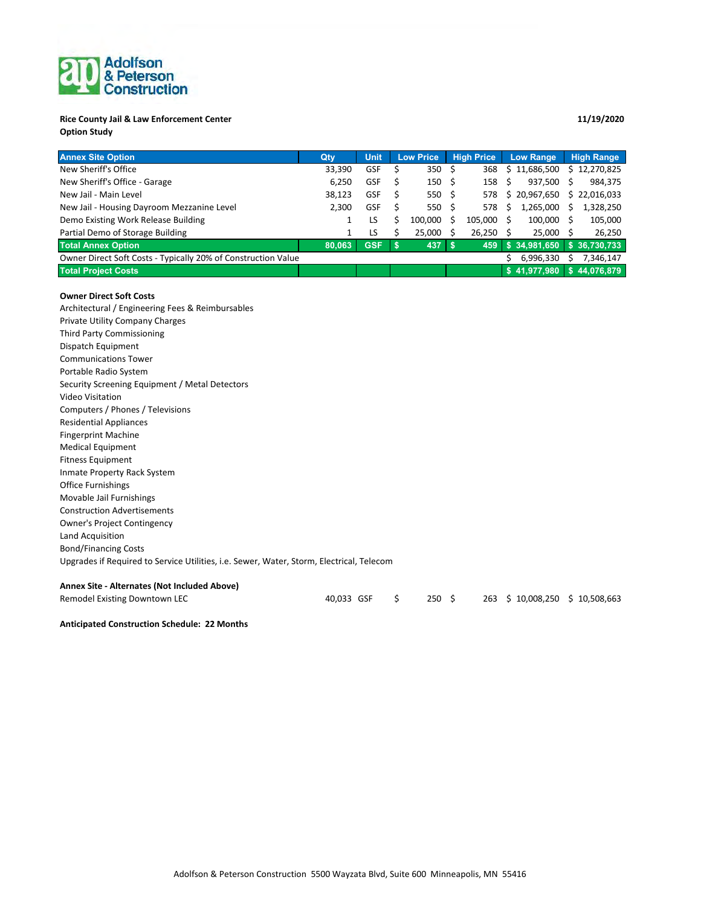Adolfson & Peterson Construction

**Rice County Jail & Law Enforcement Center**
**Option Study**

**11/19/2020**

| Annex Site Option | Qty | Unit | Low Price | High Price | Low Range | High Range |
|---|---|---|---|---|---|---|
| New Sheriff's Office | 33,390 | GSF | $ 350 | $ 368 | $ 11,686,500 | $ 12,270,825 |
| New Sheriff's Office - Garage | 6,250 | GSF | $ 150 | $ 158 | $ 937,500 | $ 984,375 |
| New Jail - Main Level | 38,123 | GSF | $ 550 | $ 578 | $ 20,967,650 | $ 22,016,033 |
| New Jail - Housing Dayroom Mezzanine Level | 2,300 | GSF | $ 550 | $ 578 | $ 1,265,000 | $ 1,328,250 |
| Demo Existing Work Release Building | 1 | LS | $ 100,000 | $ 105,000 | $ 100,000 | $ 105,000 |
| Partial Demo of Storage Building | 1 | LS | $ 25,000 | $ 26,250 | $ 25,000 | $ 26,250 |
| **Total Annex Option** | **80,063** | **GSF** | **$ 437** | **$ 459** | **$ 34,981,650** | **$ 36,730,733** |
| Owner Direct Soft Costs - Typically 20% of Construction Value | | | | | $ 6,996,330 | $ 7,346,147 |
| **Total Project Costs** | | | | | **$ 41,977,980** | **$ 44,076,879** |

**Owner Direct Soft Costs**
Architectural / Engineering Fees & Reimbursables
Private Utility Company Charges
Third Party Commissioning
Dispatch Equipment
Communications Tower
Portable Radio System
Security Screening Equipment / Metal Detectors
Video Visitation
Computers / Phones / Televisions
Residential Appliances
Fingerprint Machine
Medical Equipment
Fitness Equipment
Inmate Property Rack System
Office Furnishings
Movable Jail Furnishings
Construction Advertisements
Owner's Project Contingency
Land Acquisition
Bond/Financing Costs
Upgrades if Required to Service Utilities, i.e. Sewer, Water, Storm, Electrical, Telecom

**Annex Site - Alternates (Not Included Above)**

| | Qty | Unit | Low Price | High Price | Low Range | High Range |
|---|---|---|---|---|---|---|
| Remodel Existing Downtown LEC | 40,033 | GSF | $ 250 | $ 263 | $ 10,008,250 | $ 10,508,663 |

**Anticipated Construction Schedule: 22 Months**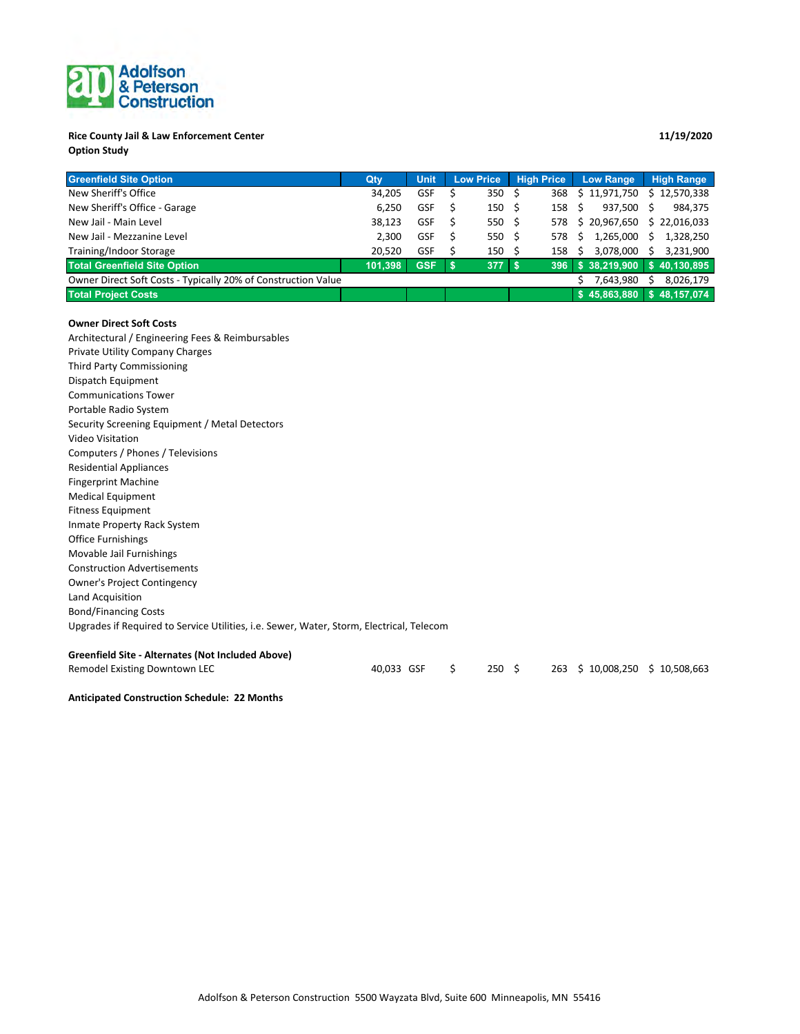Adolfson & Peterson Construction

**Rice County Jail & Law Enforcement Center**
**Option Study**

**11/19/2020**

| Greenfield Site Option | Qty | Unit | Low Price | High Price | Low Range | High Range |
|---|---|---|---|---|---|---|
| New Sheriff's Office | 34,205 | GSF | $ 350 | $ 368 | $ 11,971,750 | $ 12,570,338 |
| New Sheriff's Office - Garage | 6,250 | GSF | $ 150 | $ 158 | $ 937,500 | $ 984,375 |
| New Jail - Main Level | 38,123 | GSF | $ 550 | $ 578 | $ 20,967,650 | $ 22,016,033 |
| New Jail - Mezzanine Level | 2,300 | GSF | $ 550 | $ 578 | $ 1,265,000 | $ 1,328,250 |
| Training/Indoor Storage | 20,520 | GSF | $ 150 | $ 158 | $ 3,078,000 | $ 3,231,900 |
| **Total Greenfield Site Option** | **101,398** | **GSF** | **$ 377** | **$ 396** | **$ 38,219,900** | **$ 40,130,895** |
| Owner Direct Soft Costs - Typically 20% of Construction Value | | | | | $ 7,643,980 | $ 8,026,179 |
| **Total Project Costs** | | | | | **$ 45,863,880** | **$ 48,157,074** |

**Owner Direct Soft Costs**

Architectural / Engineering Fees & Reimbursables
Private Utility Company Charges
Third Party Commissioning
Dispatch Equipment
Communications Tower
Portable Radio System
Security Screening Equipment / Metal Detectors
Video Visitation
Computers / Phones / Televisions
Residential Appliances
Fingerprint Machine
Medical Equipment
Fitness Equipment
Inmate Property Rack System
Office Furnishings
Movable Jail Furnishings
Construction Advertisements
Owner's Project Contingency
Land Acquisition
Bond/Financing Costs
Upgrades if Required to Service Utilities, i.e. Sewer, Water, Storm, Electrical, Telecom

**Greenfield Site - Alternates (Not Included Above)**

| | Qty | Unit | Low Price | High Price | Low Range | High Range |
|---|---|---|---|---|---|---|
| Remodel Existing Downtown LEC | 40,033 | GSF | $ 250 | $ 263 | $ 10,008,250 | $ 10,508,663 |

**Anticipated Construction Schedule: 22 Months**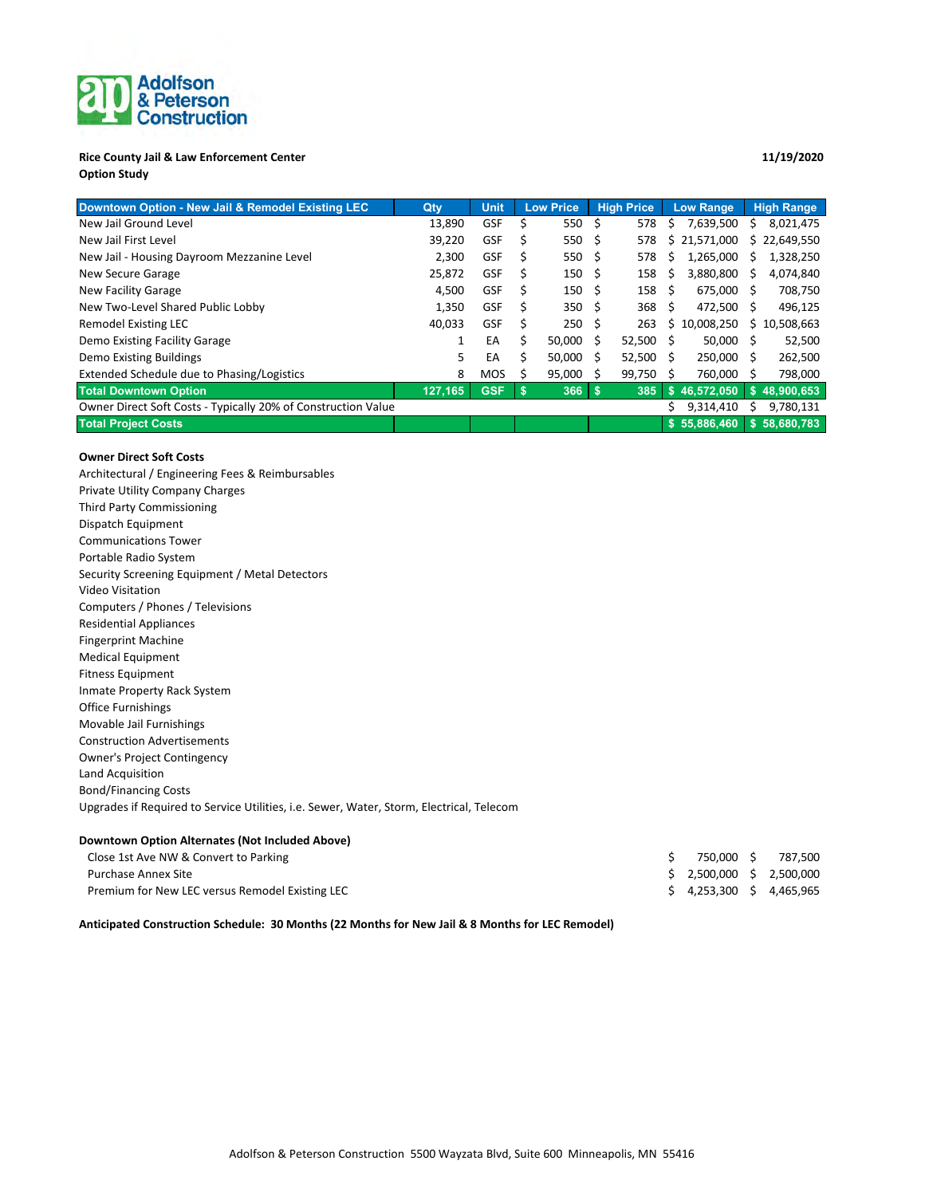**Rice County Jail & Law Enforcement Center**
**Option Study**

**11/19/2020**

| Downtown Option - New Jail & Remodel Existing LEC | Qty | Unit | Low Price | High Price | Low Range | High Range |
|---|---|---|---|---|---|---|
| New Jail Ground Level | 13,890 | GSF | $ 550 | $ 578 | $ 7,639,500 | $ 8,021,475 |
| New Jail First Level | 39,220 | GSF | $ 550 | $ 578 | $ 21,571,000 | $ 22,649,550 |
| New Jail - Housing Dayroom Mezzanine Level | 2,300 | GSF | $ 550 | $ 578 | $ 1,265,000 | $ 1,328,250 |
| New Secure Garage | 25,872 | GSF | $ 150 | $ 158 | $ 3,880,800 | $ 4,074,840 |
| New Facility Garage | 4,500 | GSF | $ 150 | $ 158 | $ 675,000 | $ 708,750 |
| New Two-Level Shared Public Lobby | 1,350 | GSF | $ 350 | $ 368 | $ 472,500 | $ 496,125 |
| Remodel Existing LEC | 40,033 | GSF | $ 250 | $ 263 | $ 10,008,250 | $ 10,508,663 |
| Demo Existing Facility Garage | 1 | EA | $ 50,000 | $ 52,500 | $ 50,000 | $ 52,500 |
| Demo Existing Buildings | 5 | EA | $ 50,000 | $ 52,500 | $ 250,000 | $ 262,500 |
| Extended Schedule due to Phasing/Logistics | 8 | MOS | $ 95,000 | $ 99,750 | $ 760,000 | $ 798,000 |
| **Total Downtown Option** | **127,165** | **GSF** | **$ 366** | **$ 385** | **$ 46,572,050** | **$ 48,900,653** |
| Owner Direct Soft Costs - Typically 20% of Construction Value | | | | | $ 9,314,410 | $ 9,780,131 |
| **Total Project Costs** | | | | | **$ 55,886,460** | **$ 58,680,783** |

**Owner Direct Soft Costs**

Architectural / Engineering Fees & Reimbursables
Private Utility Company Charges
Third Party Commissioning
Dispatch Equipment
Communications Tower
Portable Radio System
Security Screening Equipment / Metal Detectors
Video Visitation
Computers / Phones / Televisions
Residential Appliances
Fingerprint Machine
Medical Equipment
Fitness Equipment
Inmate Property Rack System
Office Furnishings
Movable Jail Furnishings
Construction Advertisements
Owner's Project Contingency
Land Acquisition
Bond/Financing Costs
Upgrades if Required to Service Utilities, i.e. Sewer, Water, Storm, Electrical, Telecom

**Downtown Option Alternates (Not Included Above)**

| Alternate | Low Range | High Range |
|---|---|---|
| Close 1st Ave NW & Convert to Parking | $ 750,000 | $ 787,500 |
| Purchase Annex Site | $ 2,500,000 | $ 2,500,000 |
| Premium for New LEC versus Remodel Existing LEC | $ 4,253,300 | $ 4,465,965 |

**Anticipated Construction Schedule: 30 Months (22 Months for New Jail & 8 Months for LEC Remodel)**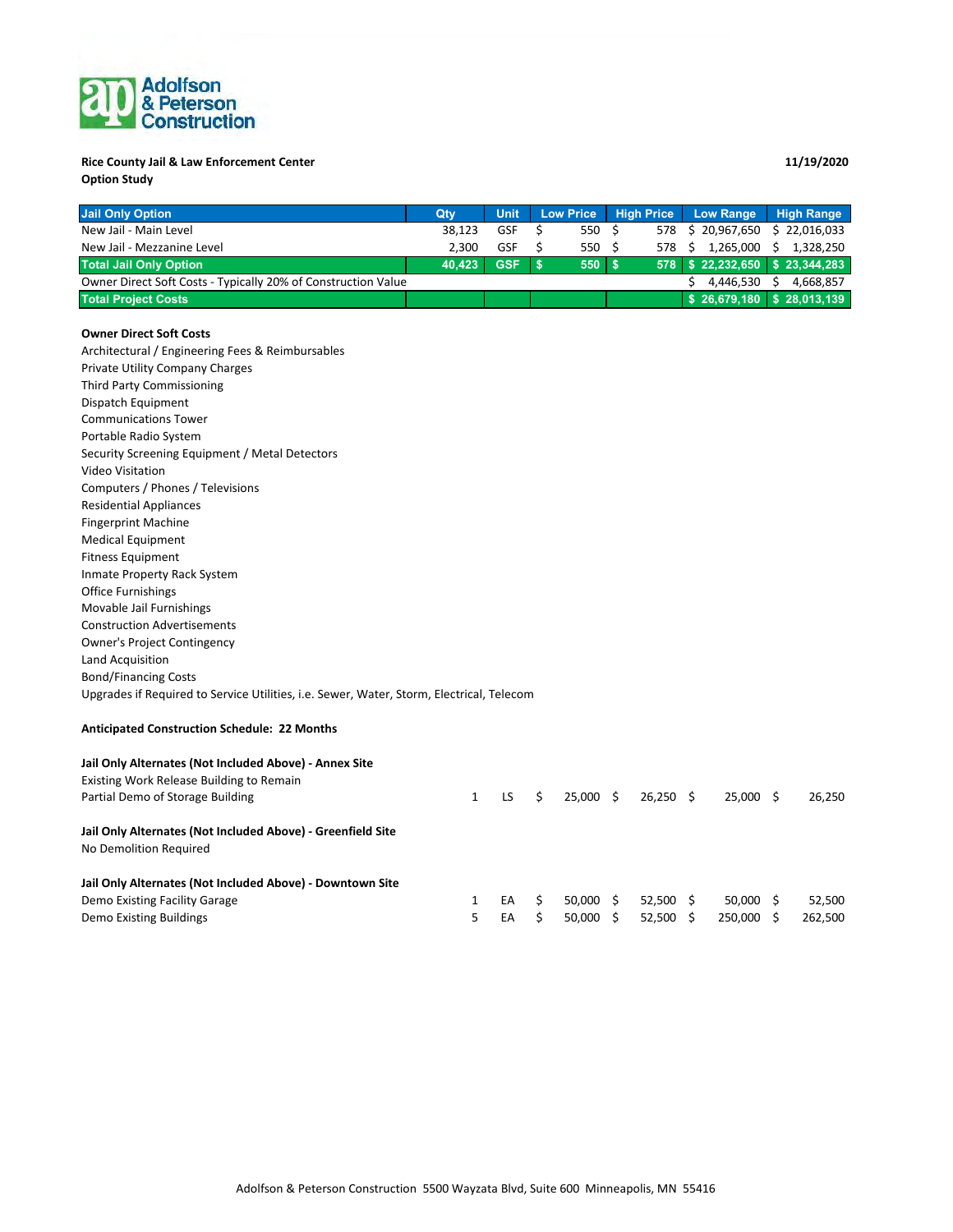Adolfson & Peterson Construction

**Rice County Jail & Law Enforcement Center**
**Option Study**

**11/19/2020**

| Jail Only Option | Qty | Unit | Low Price | High Price | Low Range | High Range |
|---|---|---|---|---|---|---|
| New Jail - Main Level | 38,123 | GSF | $ 550 | $ 578 | $ 20,967,650 | $ 22,016,033 |
| New Jail - Mezzanine Level | 2,300 | GSF | $ 550 | $ 578 | $ 1,265,000 | $ 1,328,250 |
| **Total Jail Only Option** | **40,423** | **GSF** | **$ 550** | **$ 578** | **$ 22,232,650** | **$ 23,344,283** |
| Owner Direct Soft Costs - Typically 20% of Construction Value | | | | | $ 4,446,530 | $ 4,668,857 |
| **Total Project Costs** | | | | | **$ 26,679,180** | **$ 28,013,139** |

**Owner Direct Soft Costs**

Architectural / Engineering Fees & Reimbursables
Private Utility Company Charges
Third Party Commissioning
Dispatch Equipment
Communications Tower
Portable Radio System
Security Screening Equipment / Metal Detectors
Video Visitation
Computers / Phones / Televisions
Residential Appliances
Fingerprint Machine
Medical Equipment
Fitness Equipment
Inmate Property Rack System
Office Furnishings
Movable Jail Furnishings
Construction Advertisements
Owner's Project Contingency
Land Acquisition
Bond/Financing Costs
Upgrades if Required to Service Utilities, i.e. Sewer, Water, Storm, Electrical, Telecom

**Anticipated Construction Schedule: 22 Months**

| Item | Qty | Unit | Low Price | High Price | Low Range | High Range |
|---|---|---|---|---|---|---|
| **Jail Only Alternates (Not Included Above) - Annex Site** | | | | | | |
| Existing Work Release Building to Remain | | | | | | |
| Partial Demo of Storage Building | 1 | LS | $ 25,000 | $ 26,250 | $ 25,000 | $ 26,250 |
| **Jail Only Alternates (Not Included Above) - Greenfield Site** | | | | | | |
| No Demolition Required | | | | | | |
| **Jail Only Alternates (Not Included Above) - Downtown Site** | | | | | | |
| Demo Existing Facility Garage | 1 | EA | $ 50,000 | $ 52,500 | $ 50,000 | $ 52,500 |
| Demo Existing Buildings | 5 | EA | $ 50,000 | $ 52,500 | $ 250,000 | $ 262,500 |

Adolfson & Peterson Construction 5500 Wayzata Blvd, Suite 600 Minneapolis, MN 55416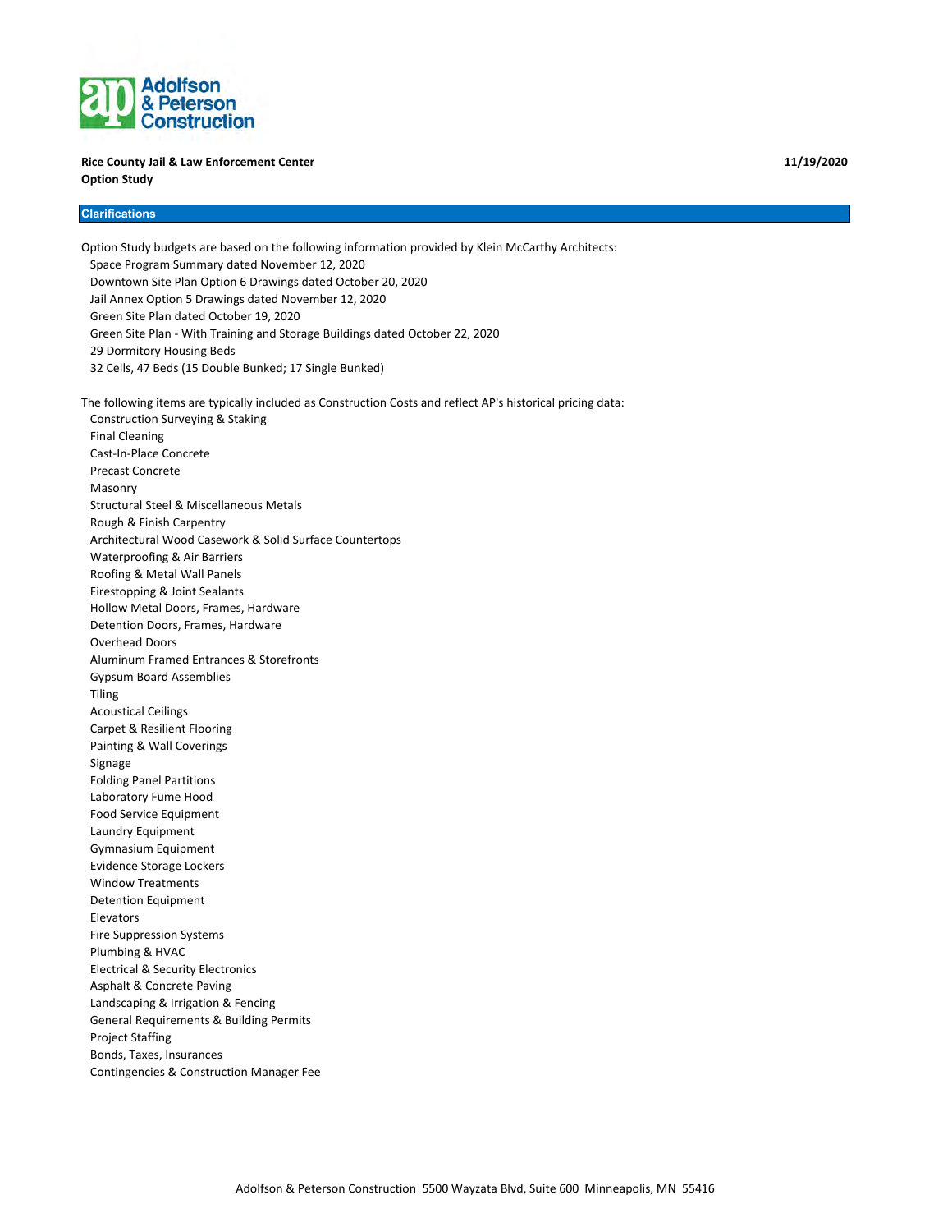Adolfson & Peterson Construction

**Rice County Jail & Law Enforcement Center**
**Option Study**

**11/19/2020**

## Clarifications

Option Study budgets are based on the following information provided by Klein McCarthy Architects:

- Space Program Summary dated November 12, 2020
- Downtown Site Plan Option 6 Drawings dated October 20, 2020
- Jail Annex Option 5 Drawings dated November 12, 2020
- Green Site Plan dated October 19, 2020
- Green Site Plan - With Training and Storage Buildings dated October 22, 2020
- 29 Dormitory Housing Beds
- 32 Cells, 47 Beds (15 Double Bunked; 17 Single Bunked)

The following items are typically included as Construction Costs and reflect AP's historical pricing data:

- Construction Surveying & Staking
- Final Cleaning
- Cast-In-Place Concrete
- Precast Concrete
- Masonry
- Structural Steel & Miscellaneous Metals
- Rough & Finish Carpentry
- Architectural Wood Casework & Solid Surface Countertops
- Waterproofing & Air Barriers
- Roofing & Metal Wall Panels
- Firestopping & Joint Sealants
- Hollow Metal Doors, Frames, Hardware
- Detention Doors, Frames, Hardware
- Overhead Doors
- Aluminum Framed Entrances & Storefronts
- Gypsum Board Assemblies
- Tiling
- Acoustical Ceilings
- Carpet & Resilient Flooring
- Painting & Wall Coverings
- Signage
- Folding Panel Partitions
- Laboratory Fume Hood
- Food Service Equipment
- Laundry Equipment
- Gymnasium Equipment
- Evidence Storage Lockers
- Window Treatments
- Detention Equipment
- Elevators
- Fire Suppression Systems
- Plumbing & HVAC
- Electrical & Security Electronics
- Asphalt & Concrete Paving
- Landscaping & Irrigation & Fencing
- General Requirements & Building Permits
- Project Staffing
- Bonds, Taxes, Insurances
- Contingencies & Construction Manager Fee

Adolfson & Peterson Construction 5500 Wayzata Blvd, Suite 600 Minneapolis, MN 55416